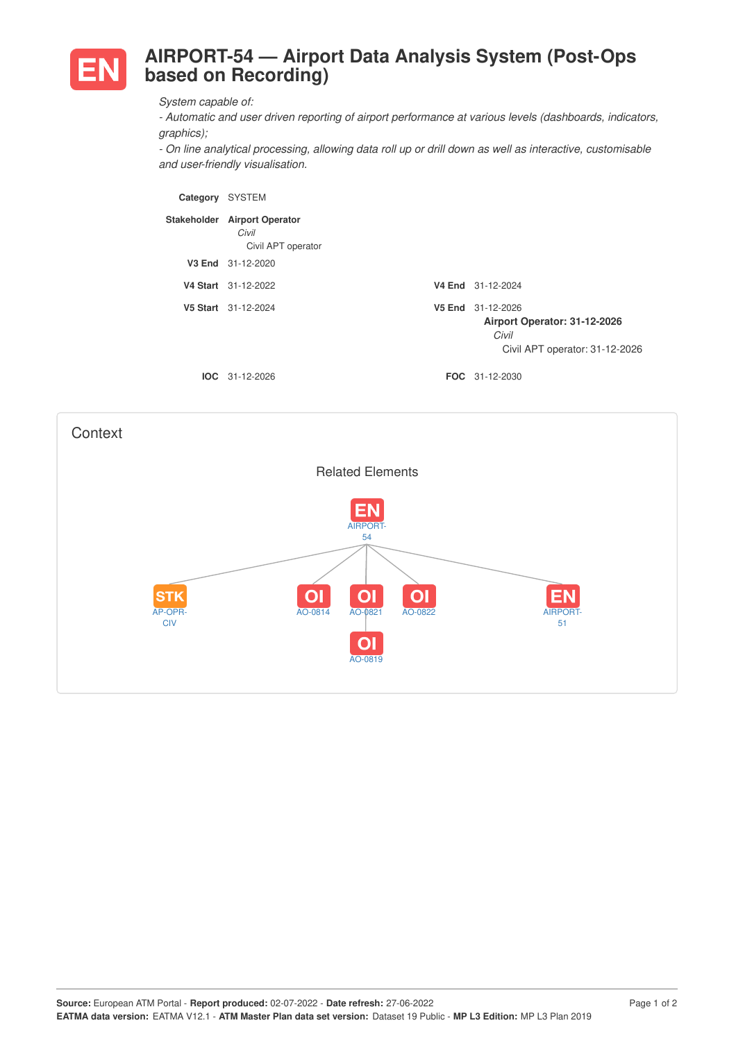# EN AIRPORT-54 — Airport Data Analysis System (Post-Ops based on Recording)

*System capable of:*
*- Automatic and user driven reporting of airport performance at various levels (dashboards, indicators, graphics);*
*- On line analytical processing, allowing data roll up or drill down as well as interactive, customisable and user-friendly visualisation.*

**Category** SYSTEM

**Stakeholder** **Airport Operator**
*Civil*
Civil APT operator

**V3 End** 31-12-2020

**V4 Start** 31-12-2022 | **V4 End** 31-12-2024

**V5 Start** 31-12-2024 | **V5 End** 31-12-2026
**Airport Operator: 31-12-2026**
*Civil*
Civil APT operator: 31-12-2026

**IOC** 31-12-2026 | **FOC** 31-12-2030

## Context

### Related Elements

EN AIRPORT-54

- STK AP-OPR-CIV
- OI AO-0814
- OI AO-0821
  - OI AO-0819
- OI AO-0822
- EN AIRPORT-51

**Source:** European ATM Portal - **Report produced:** 02-07-2022 - **Date refresh:** 27-06-2022
**EATMA data version:** EATMA V12.1 - **ATM Master Plan data set version:** Dataset 19 Public - **MP L3 Edition:** MP L3 Plan 2019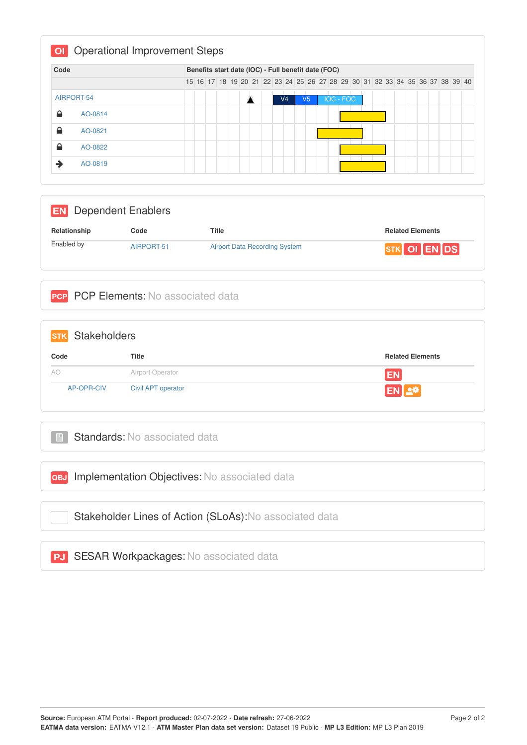## OI Operational Improvement Steps

Benefits start date (IOC) - Full benefit date (FOC)

15 16 17 18 19 20 21 22 23 24 25 26 27 28 29 30 31 32 33 34 35 36 37 38 39 40

AIRPORT-54 — V4, V5, IOC - FOC

AO-0814

AO-0821

AO-0822

AO-0819

## EN Dependent Enablers

| Relationship | Code | Title | Related Elements |
|---|---|---|---|
| Enabled by | AIRPORT-51 | Airport Data Recording System | STK OI EN DS |

## PCP PCP Elements: No associated data

## STK Stakeholders

| Code | Title | Related Elements |
|---|---|---|
| AO | Airport Operator | EN |
| AP-OPR-CIV | Civil APT operator | EN |

## Standards: No associated data

## OBJ Implementation Objectives: No associated data

## Stakeholder Lines of Action (SLoAs): No associated data

## PJ SESAR Workpackages: No associated data

**Source:** European ATM Portal - **Report produced:** 02-07-2022 - **Date refresh:** 27-06-2022
**EATMA data version:** EATMA V12.1 - **ATM Master Plan data set version:** Dataset 19 Public - **MP L3 Edition:** MP L3 Plan 2019